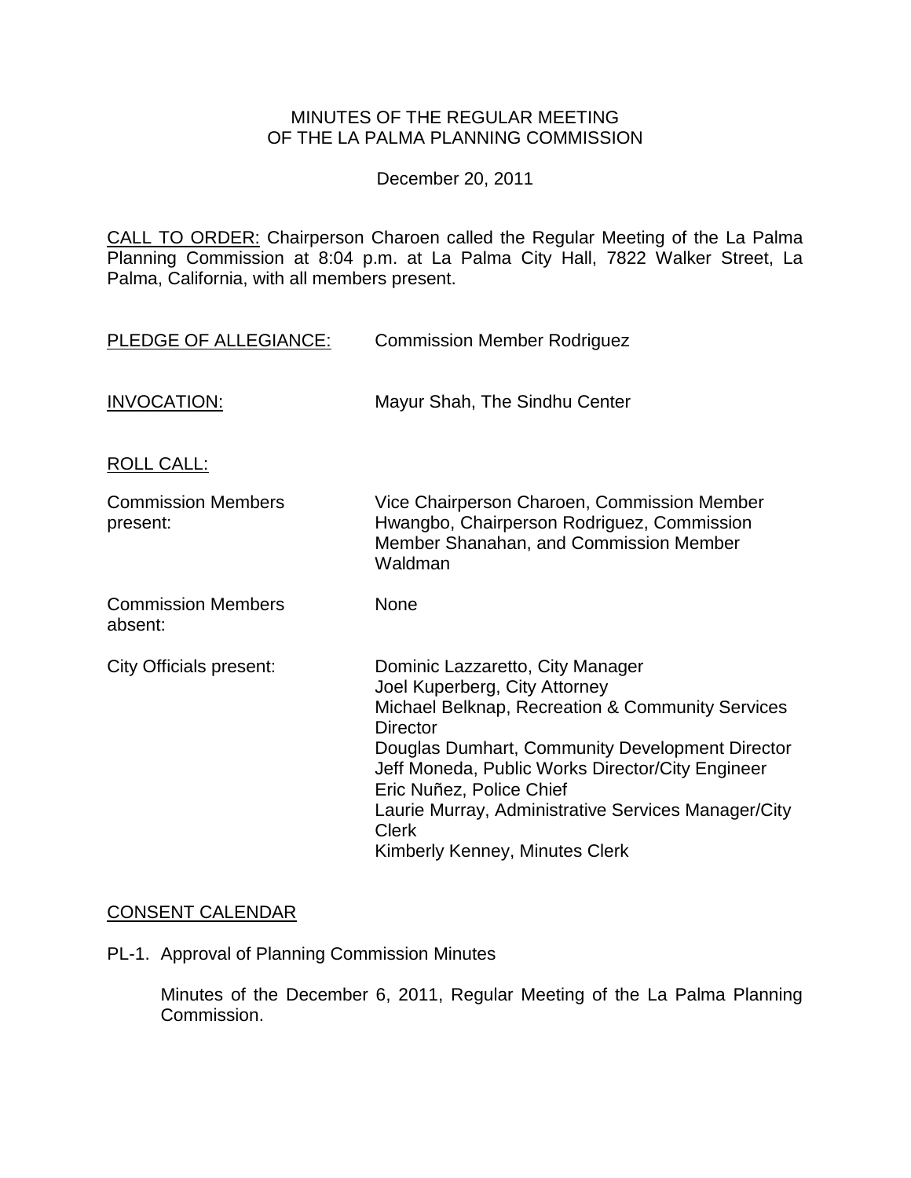MINUTES OF THE REGULAR MEETING
OF THE LA PALMA PLANNING COMMISSION

December 20, 2011

CALL TO ORDER: Chairperson Charoen called the Regular Meeting of the La Palma Planning Commission at 8:04 p.m. at La Palma City Hall, 7822 Walker Street, La Palma, California, with all members present.

PLEDGE OF ALLEGIANCE: Commission Member Rodriguez

INVOCATION: Mayur Shah, The Sindhu Center

ROLL CALL:

Commission Members present: Vice Chairperson Charoen, Commission Member Hwangbo, Chairperson Rodriguez, Commission Member Shanahan, and Commission Member Waldman

Commission Members absent: None

City Officials present:
Dominic Lazzaretto, City Manager
Joel Kuperberg, City Attorney
Michael Belknap, Recreation & Community Services Director
Douglas Dumhart, Community Development Director
Jeff Moneda, Public Works Director/City Engineer
Eric Nuñez, Police Chief
Laurie Murray, Administrative Services Manager/City Clerk
Kimberly Kenney, Minutes Clerk

CONSENT CALENDAR

PL-1. Approval of Planning Commission Minutes

Minutes of the December 6, 2011, Regular Meeting of the La Palma Planning Commission.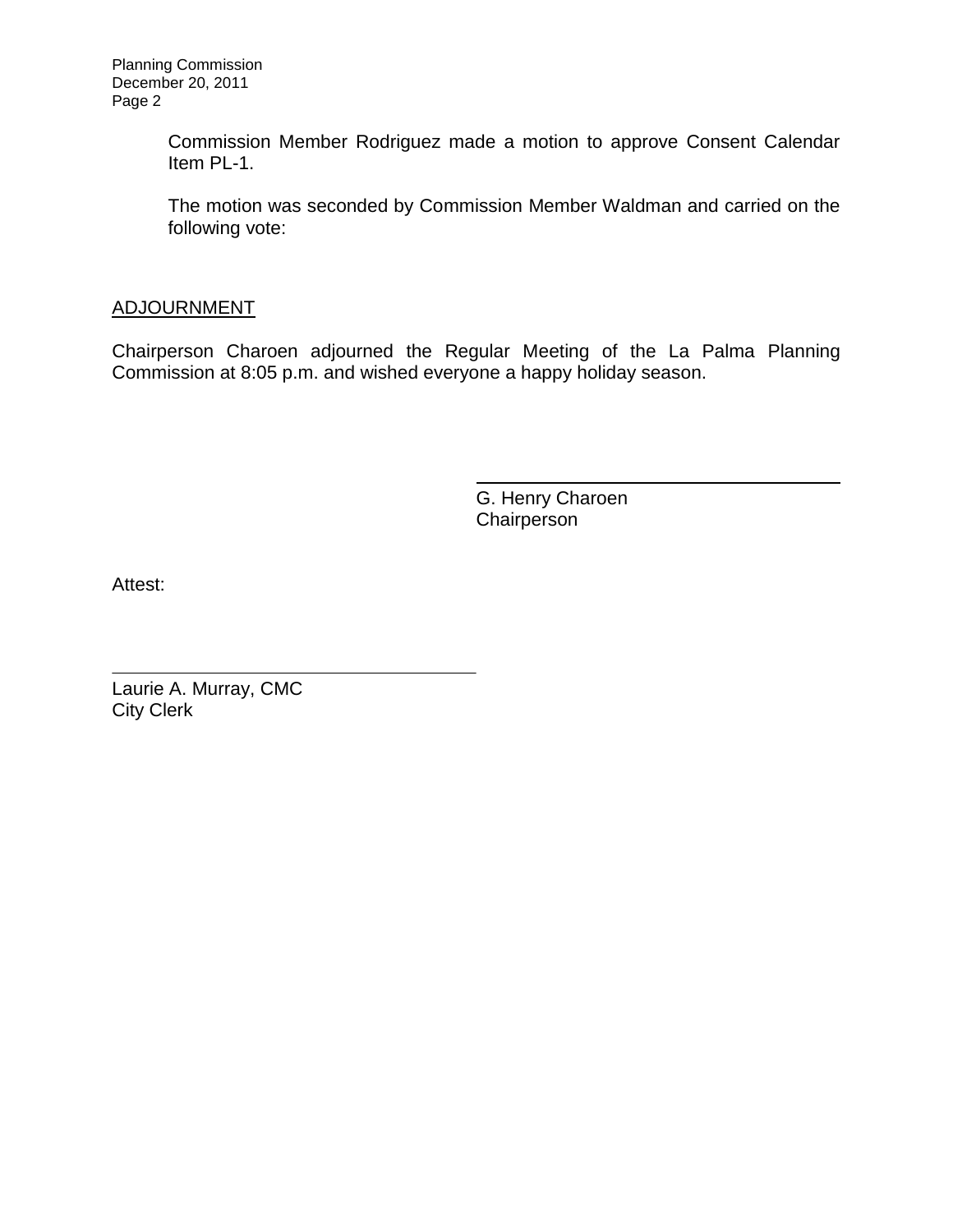Commission Member Rodriguez made a motion to approve Consent Calendar Item PL-1.

The motion was seconded by Commission Member Waldman and carried on the following vote:

ADJOURNMENT

Chairperson Charoen adjourned the Regular Meeting of the La Palma Planning Commission at 8:05 p.m. and wished everyone a happy holiday season.

G. Henry Charoen
Chairperson

Attest:

Laurie A. Murray, CMC
City Clerk